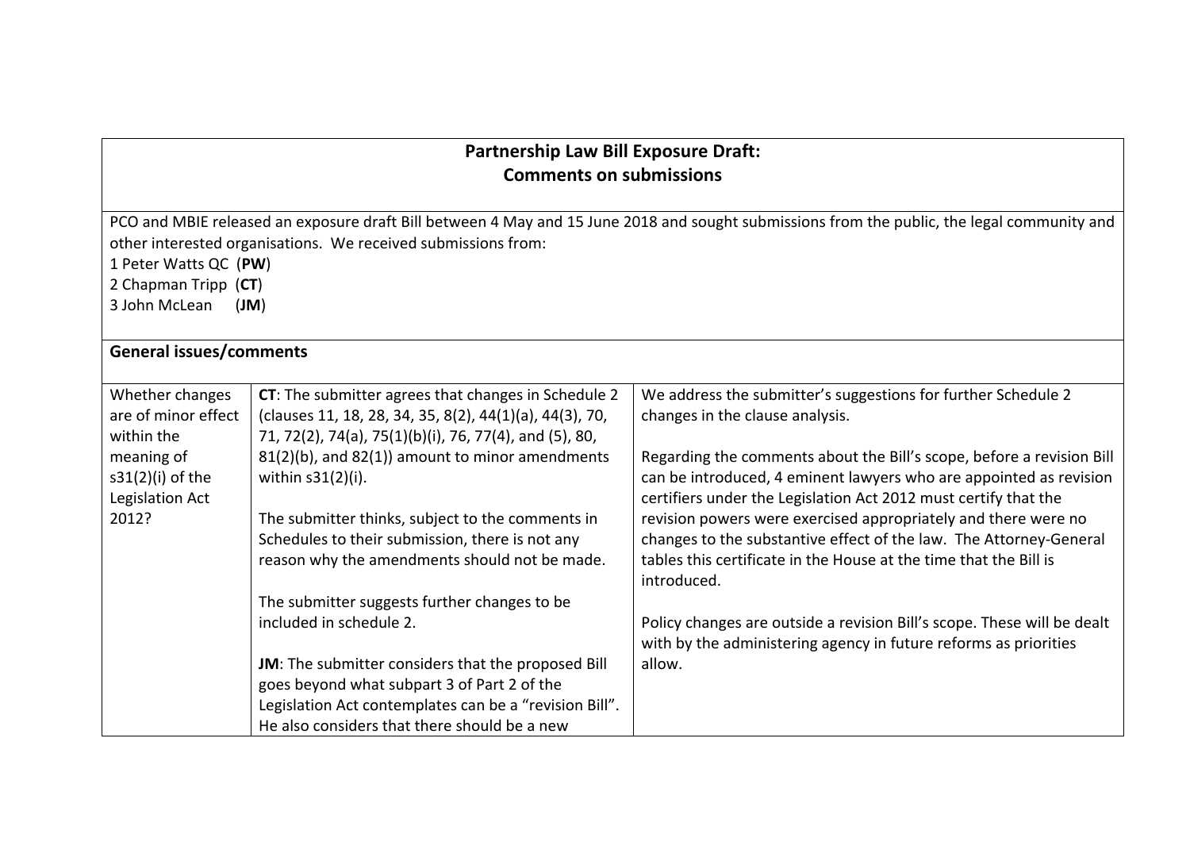## Partnership Law Bill Exposure Draft: Comments on submissions

PCO and MBIE released an exposure draft Bill between 4 May and 15 June 2018 and sought submissions from the public, the legal community and other interested organisations. We received submissions from:

1 Peter Watts QC (**PW**)
2 Chapman Tripp (**CT**)
3 John McLean (**JM**)

### General issues/comments

| | | |
|---|---|---|
| Whether changes are of minor effect within the meaning of s31(2)(i) of the Legislation Act 2012? | **CT**: The submitter agrees that changes in Schedule 2 (clauses 11, 18, 28, 34, 35, 8(2), 44(1)(a), 44(3), 70, 71, 72(2), 74(a), 75(1)(b)(i), 76, 77(4), and (5), 80, 81(2)(b), and 82(1)) amount to minor amendments within s31(2)(i).<br><br>The submitter thinks, subject to the comments in Schedules to their submission, there is not any reason why the amendments should not be made.<br><br>The submitter suggests further changes to be included in schedule 2.<br><br>**JM**: The submitter considers that the proposed Bill goes beyond what subpart 3 of Part 2 of the Legislation Act contemplates can be a "revision Bill". He also considers that there should be a new | We address the submitter's suggestions for further Schedule 2 changes in the clause analysis.<br><br>Regarding the comments about the Bill's scope, before a revision Bill can be introduced, 4 eminent lawyers who are appointed as revision certifiers under the Legislation Act 2012 must certify that the revision powers were exercised appropriately and there were no changes to the substantive effect of the law. The Attorney-General tables this certificate in the House at the time that the Bill is introduced.<br><br>Policy changes are outside a revision Bill's scope. These will be dealt with by the administering agency in future reforms as priorities allow. |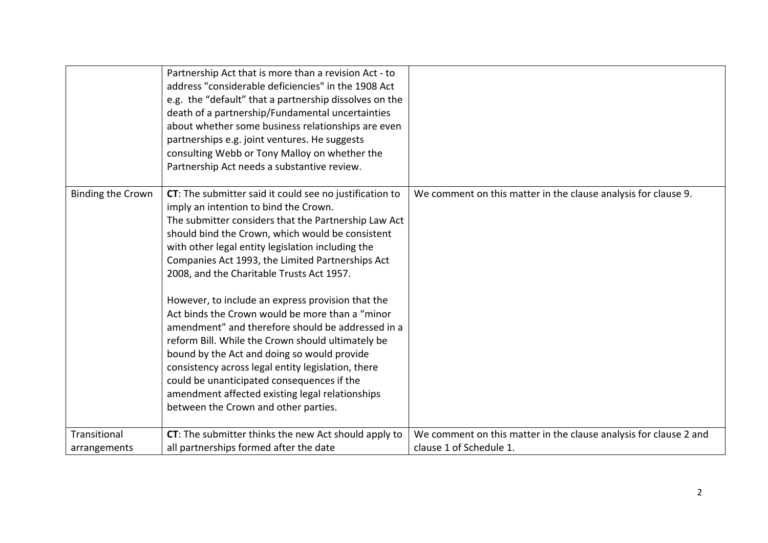| | | |
|---|---|---|
| | Partnership Act that is more than a revision Act - to address "considerable deficiencies" in the 1908 Act e.g. the "default" that a partnership dissolves on the death of a partnership/Fundamental uncertainties about whether some business relationships are even partnerships e.g. joint ventures. He suggests consulting Webb or Tony Malloy on whether the Partnership Act needs a substantive review. | |
| Binding the Crown | **CT**: The submitter said it could see no justification to imply an intention to bind the Crown.<br>The submitter considers that the Partnership Law Act should bind the Crown, which would be consistent with other legal entity legislation including the Companies Act 1993, the Limited Partnerships Act 2008, and the Charitable Trusts Act 1957.<br><br>However, to include an express provision that the Act binds the Crown would be more than a "minor amendment" and therefore should be addressed in a reform Bill. While the Crown should ultimately be bound by the Act and doing so would provide consistency across legal entity legislation, there could be unanticipated consequences if the amendment affected existing legal relationships between the Crown and other parties. | We comment on this matter in the clause analysis for clause 9. |
| Transitional arrangements | **CT**: The submitter thinks the new Act should apply to all partnerships formed after the date | We comment on this matter in the clause analysis for clause 2 and clause 1 of Schedule 1. |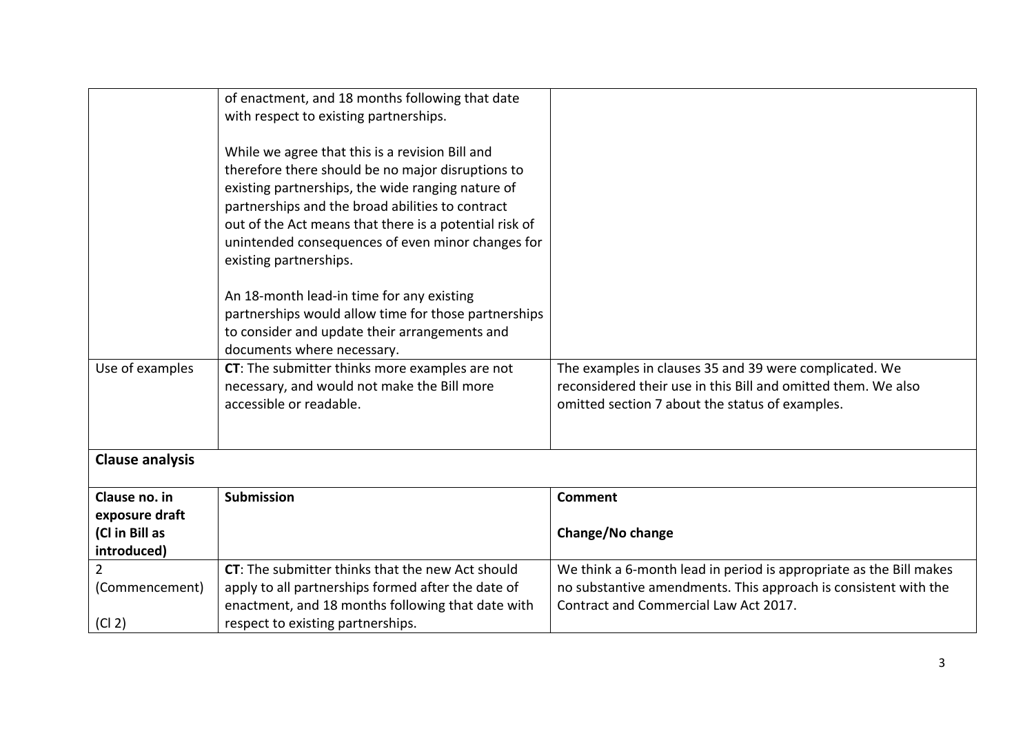| | | |
|---|---|---|
| | of enactment, and 18 months following that date with respect to existing partnerships.<br><br>While we agree that this is a revision Bill and therefore there should be no major disruptions to existing partnerships, the wide ranging nature of partnerships and the broad abilities to contract out of the Act means that there is a potential risk of unintended consequences of even minor changes for existing partnerships.<br><br>An 18-month lead-in time for any existing partnerships would allow time for those partnerships to consider and update their arrangements and documents where necessary. | |
| Use of examples | **CT**: The submitter thinks more examples are not necessary, and would not make the Bill more accessible or readable. | The examples in clauses 35 and 39 were complicated. We reconsidered their use in this Bill and omitted them. We also omitted section 7 about the status of examples. |

**Clause analysis**

| Clause no. in exposure draft (Cl in Bill as introduced) | Submission | Comment<br><br>Change/No change |
|---|---|---|
| 2 (Commencement)<br><br>(Cl 2) | **CT**: The submitter thinks that the new Act should apply to all partnerships formed after the date of enactment, and 18 months following that date with respect to existing partnerships. | We think a 6-month lead in period is appropriate as the Bill makes no substantive amendments. This approach is consistent with the Contract and Commercial Law Act 2017. |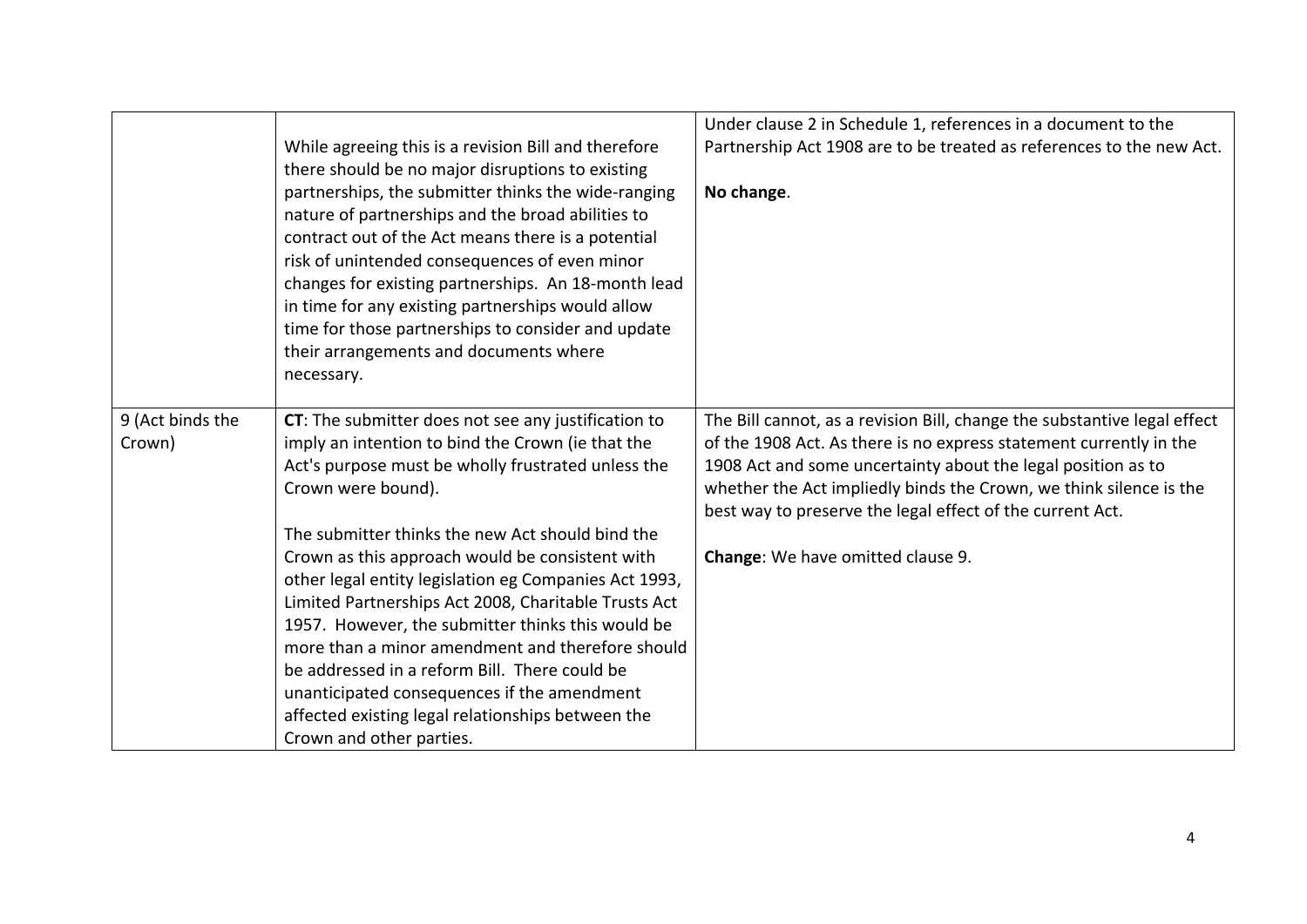| | | |
|---|---|---|
| | While agreeing this is a revision Bill and therefore there should be no major disruptions to existing partnerships, the submitter thinks the wide-ranging nature of partnerships and the broad abilities to contract out of the Act means there is a potential risk of unintended consequences of even minor changes for existing partnerships. An 18-month lead in time for any existing partnerships would allow time for those partnerships to consider and update their arrangements and documents where necessary. | Under clause 2 in Schedule 1, references in a document to the Partnership Act 1908 are to be treated as references to the new Act.<br><br>**No change**. |
| 9 (Act binds the Crown) | **CT**: The submitter does not see any justification to imply an intention to bind the Crown (ie that the Act's purpose must be wholly frustrated unless the Crown were bound).<br><br>The submitter thinks the new Act should bind the Crown as this approach would be consistent with other legal entity legislation eg Companies Act 1993, Limited Partnerships Act 2008, Charitable Trusts Act 1957. However, the submitter thinks this would be more than a minor amendment and therefore should be addressed in a reform Bill. There could be unanticipated consequences if the amendment affected existing legal relationships between the Crown and other parties. | The Bill cannot, as a revision Bill, change the substantive legal effect of the 1908 Act. As there is no express statement currently in the 1908 Act and some uncertainty about the legal position as to whether the Act impliedly binds the Crown, we think silence is the best way to preserve the legal effect of the current Act.<br><br>**Change**: We have omitted clause 9. |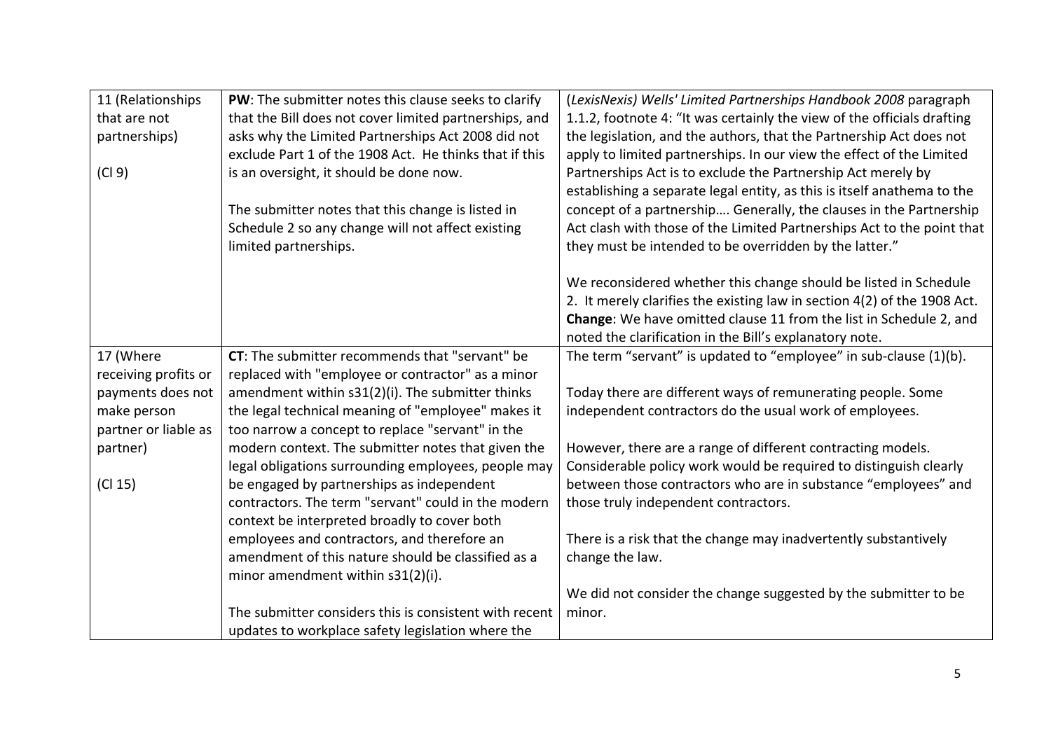| | | |
|---|---|---|
| 11 (Relationships that are not partnerships)<br><br>(Cl 9) | **PW**: The submitter notes this clause seeks to clarify that the Bill does not cover limited partnerships, and asks why the Limited Partnerships Act 2008 did not exclude Part 1 of the 1908 Act. He thinks that if this is an oversight, it should be done now.<br><br>The submitter notes that this change is listed in Schedule 2 so any change will not affect existing limited partnerships. | (*LexisNexis) Wells' Limited Partnerships Handbook 2008* paragraph 1.1.2, footnote 4: "It was certainly the view of the officials drafting the legislation, and the authors, that the Partnership Act does not apply to limited partnerships. In our view the effect of the Limited Partnerships Act is to exclude the Partnership Act merely by establishing a separate legal entity, as this is itself anathema to the concept of a partnership…. Generally, the clauses in the Partnership Act clash with those of the Limited Partnerships Act to the point that they must be intended to be overridden by the latter."<br><br>We reconsidered whether this change should be listed in Schedule 2. It merely clarifies the existing law in section 4(2) of the 1908 Act. **Change**: We have omitted clause 11 from the list in Schedule 2, and noted the clarification in the Bill's explanatory note. |
| 17 (Where receiving profits or payments does not make person partner or liable as partner)<br><br>(Cl 15) | **CT**: The submitter recommends that "servant" be replaced with "employee or contractor" as a minor amendment within s31(2)(i). The submitter thinks the legal technical meaning of "employee" makes it too narrow a concept to replace "servant" in the modern context. The submitter notes that given the legal obligations surrounding employees, people may be engaged by partnerships as independent contractors. The term "servant" could in the modern context be interpreted broadly to cover both employees and contractors, and therefore an amendment of this nature should be classified as a minor amendment within s31(2)(i).<br><br>The submitter considers this is consistent with recent updates to workplace safety legislation where the | The term "servant" is updated to "employee" in sub-clause (1)(b).<br><br>Today there are different ways of remunerating people. Some independent contractors do the usual work of employees.<br><br>However, there are a range of different contracting models. Considerable policy work would be required to distinguish clearly between those contractors who are in substance "employees" and those truly independent contractors.<br><br>There is a risk that the change may inadvertently substantively change the law.<br><br>We did not consider the change suggested by the submitter to be minor. |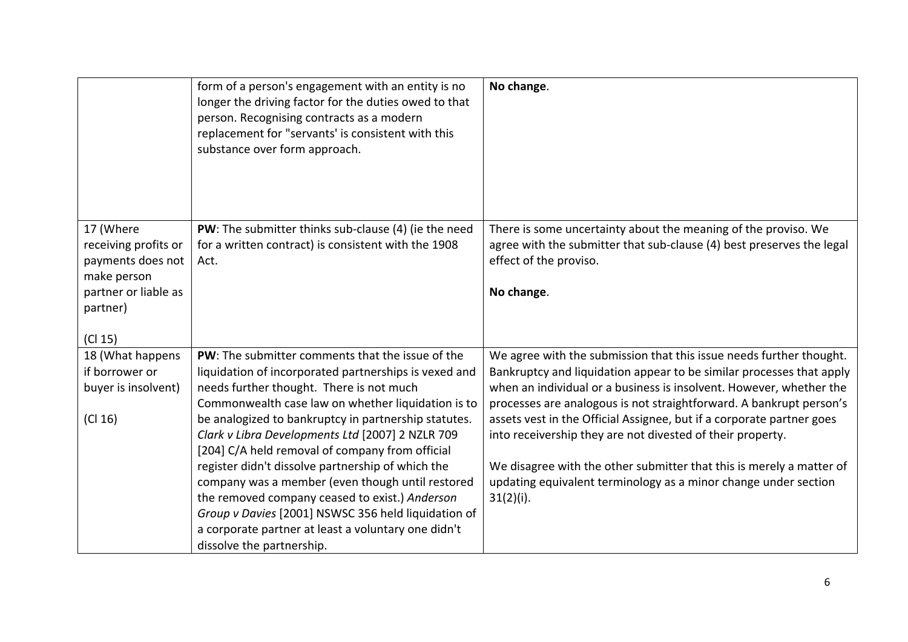| | | |
|---|---|---|
| | form of a person's engagement with an entity is no longer the driving factor for the duties owed to that person. Recognising contracts as a modern replacement for "servants' is consistent with this substance over form approach. | **No change**. |
| 17 (Where receiving profits or payments does not make person partner or liable as partner)<br><br>(Cl 15) | **PW**: The submitter thinks sub-clause (4) (ie the need for a written contract) is consistent with the 1908 Act. | There is some uncertainty about the meaning of the proviso. We agree with the submitter that sub-clause (4) best preserves the legal effect of the proviso.<br><br>**No change**. |
| 18 (What happens if borrower or buyer is insolvent)<br><br>(Cl 16) | **PW**: The submitter comments that the issue of the liquidation of incorporated partnerships is vexed and needs further thought. There is not much Commonwealth case law on whether liquidation is to be analogized to bankruptcy in partnership statutes. *Clark v Libra Developments Ltd* [2007] 2 NZLR 709 [204] C/A held removal of company from official register didn't dissolve partnership of which the company was a member (even though until restored the removed company ceased to exist.) *Anderson Group v Davies* [2001] NSWSC 356 held liquidation of a corporate partner at least a voluntary one didn't dissolve the partnership. | We agree with the submission that this issue needs further thought. Bankruptcy and liquidation appear to be similar processes that apply when an individual or a business is insolvent. However, whether the processes are analogous is not straightforward. A bankrupt person's assets vest in the Official Assignee, but if a corporate partner goes into receivership they are not divested of their property.<br><br>We disagree with the other submitter that this is merely a matter of updating equivalent terminology as a minor change under section 31(2)(i). |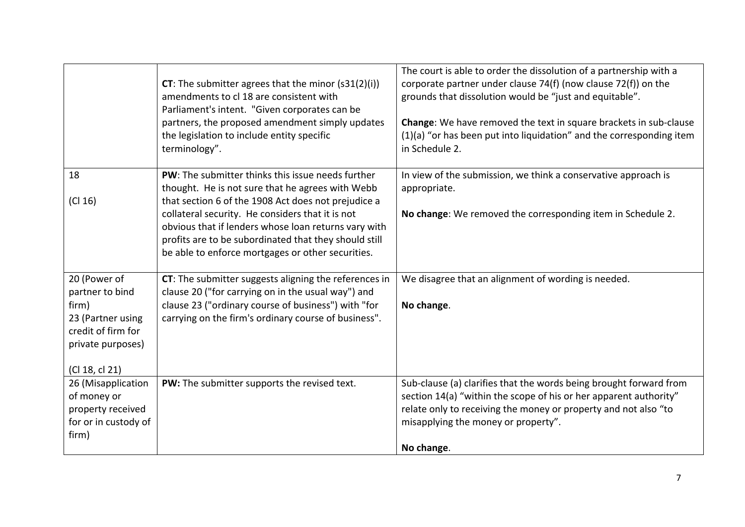| | | |
|---|---|---|
| | **CT**: The submitter agrees that the minor (s31(2)(i)) amendments to cl 18 are consistent with Parliament's intent. "Given corporates can be partners, the proposed amendment simply updates the legislation to include entity specific terminology". | The court is able to order the dissolution of a partnership with a corporate partner under clause 74(f) (now clause 72(f)) on the grounds that dissolution would be "just and equitable".<br><br>**Change**: We have removed the text in square brackets in sub-clause (1)(a) "or has been put into liquidation" and the corresponding item in Schedule 2. |
| 18<br><br>(Cl 16) | **PW**: The submitter thinks this issue needs further thought. He is not sure that he agrees with Webb that section 6 of the 1908 Act does not prejudice a collateral security. He considers that it is not obvious that if lenders whose loan returns vary with profits are to be subordinated that they should still be able to enforce mortgages or other securities. | In view of the submission, we think a conservative approach is appropriate.<br><br>**No change**: We removed the corresponding item in Schedule 2. |
| 20 (Power of partner to bind firm)<br>23 (Partner using credit of firm for private purposes)<br><br>(Cl 18, cl 21) | **CT**: The submitter suggests aligning the references in clause 20 ("for carrying on in the usual way") and clause 23 ("ordinary course of business") with "for carrying on the firm's ordinary course of business". | We disagree that an alignment of wording is needed.<br><br>**No change**. |
| 26 (Misapplication of money or property received for or in custody of firm) | **PW:** The submitter supports the revised text. | Sub-clause (a) clarifies that the words being brought forward from section 14(a) "within the scope of his or her apparent authority" relate only to receiving the money or property and not also "to misapplying the money or property".<br><br>**No change**. |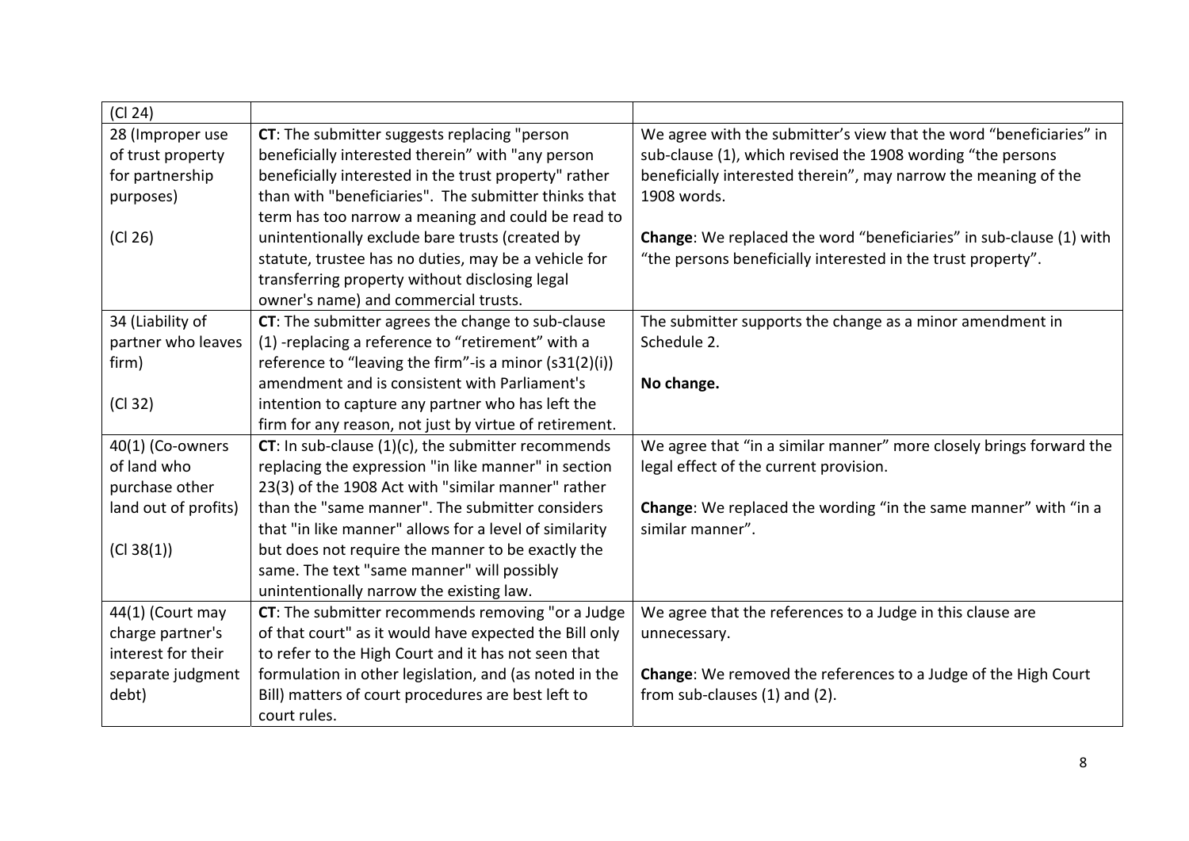| | | |
|---|---|---|
| (Cl 24) | | |
| 28 (Improper use of trust property for partnership purposes)<br><br>(Cl 26) | **CT**: The submitter suggests replacing "person beneficially interested therein" with "any person beneficially interested in the trust property" rather than with "beneficiaries". The submitter thinks that term has too narrow a meaning and could be read to unintentionally exclude bare trusts (created by statute, trustee has no duties, may be a vehicle for transferring property without disclosing legal owner's name) and commercial trusts. | We agree with the submitter's view that the word "beneficiaries" in sub-clause (1), which revised the 1908 wording "the persons beneficially interested therein", may narrow the meaning of the 1908 words.<br><br>**Change**: We replaced the word "beneficiaries" in sub-clause (1) with "the persons beneficially interested in the trust property". |
| 34 (Liability of partner who leaves firm)<br><br>(Cl 32) | **CT**: The submitter agrees the change to sub-clause (1) -replacing a reference to "retirement" with a reference to "leaving the firm"-is a minor (s31(2)(i)) amendment and is consistent with Parliament's intention to capture any partner who has left the firm for any reason, not just by virtue of retirement. | The submitter supports the change as a minor amendment in Schedule 2.<br><br>**No change.** |
| 40(1) (Co-owners of land who purchase other land out of profits)<br><br>(Cl 38(1)) | **CT**: In sub-clause (1)(c), the submitter recommends replacing the expression "in like manner" in section 23(3) of the 1908 Act with "similar manner" rather than the "same manner". The submitter considers that "in like manner" allows for a level of similarity but does not require the manner to be exactly the same. The text "same manner" will possibly unintentionally narrow the existing law. | We agree that "in a similar manner" more closely brings forward the legal effect of the current provision.<br><br>**Change**: We replaced the wording "in the same manner" with "in a similar manner". |
| 44(1) (Court may charge partner's interest for their separate judgment debt) | **CT**: The submitter recommends removing "or a Judge of that court" as it would have expected the Bill only to refer to the High Court and it has not seen that formulation in other legislation, and (as noted in the Bill) matters of court procedures are best left to court rules. | We agree that the references to a Judge in this clause are unnecessary.<br><br>**Change**: We removed the references to a Judge of the High Court from sub-clauses (1) and (2). |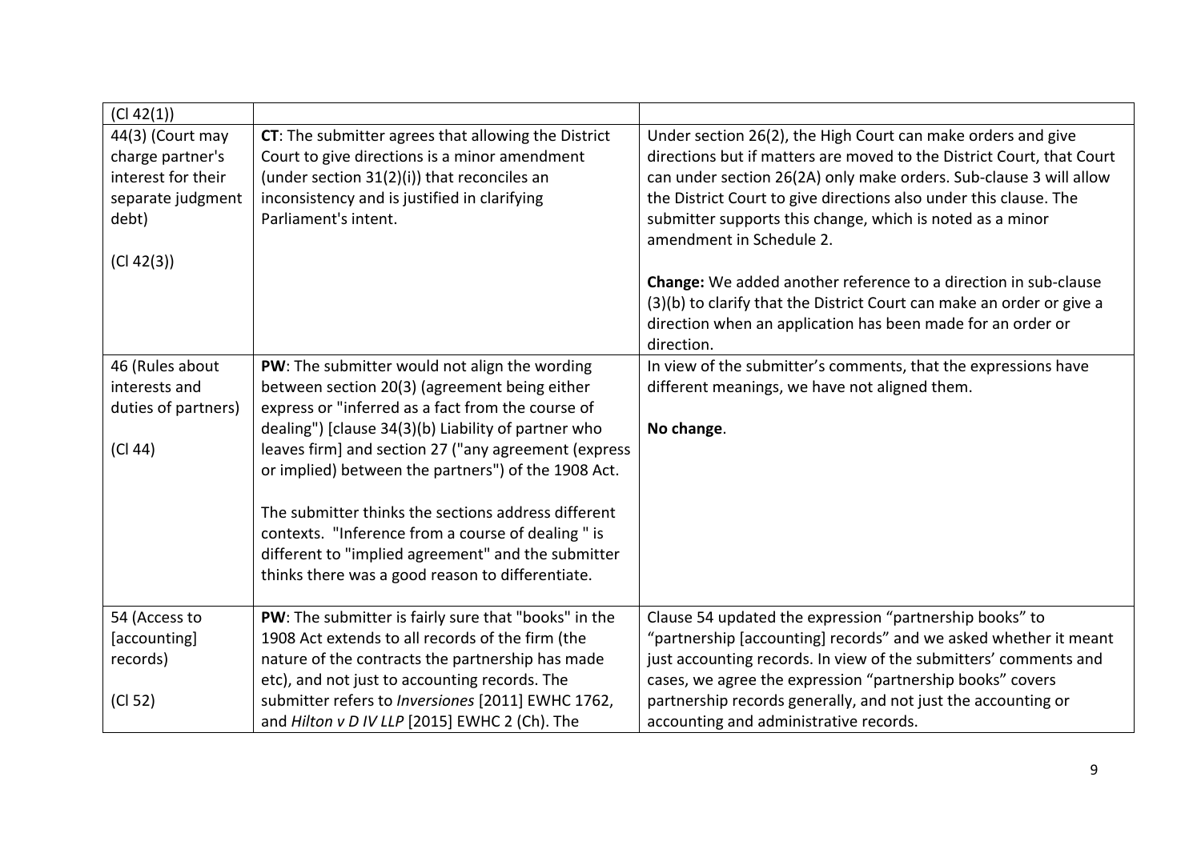| | | |
|---|---|---|
| (Cl 42(1)) | | |
| 44(3) (Court may charge partner's interest for their separate judgment debt)<br><br>(Cl 42(3)) | **CT**: The submitter agrees that allowing the District Court to give directions is a minor amendment (under section 31(2)(i)) that reconciles an inconsistency and is justified in clarifying Parliament's intent. | Under section 26(2), the High Court can make orders and give directions but if matters are moved to the District Court, that Court can under section 26(2A) only make orders. Sub-clause 3 will allow the District Court to give directions also under this clause. The submitter supports this change, which is noted as a minor amendment in Schedule 2.<br><br>**Change:** We added another reference to a direction in sub-clause (3)(b) to clarify that the District Court can make an order or give a direction when an application has been made for an order or direction. |
| 46 (Rules about interests and duties of partners)<br><br>(Cl 44) | **PW**: The submitter would not align the wording between section 20(3) (agreement being either express or "inferred as a fact from the course of dealing") [clause 34(3)(b) Liability of partner who leaves firm] and section 27 ("any agreement (express or implied) between the partners") of the 1908 Act.<br><br>The submitter thinks the sections address different contexts. "Inference from a course of dealing " is different to "implied agreement" and the submitter thinks there was a good reason to differentiate. | In view of the submitter's comments, that the expressions have different meanings, we have not aligned them.<br><br>**No change**. |
| 54 (Access to [accounting] records)<br><br>(Cl 52) | **PW**: The submitter is fairly sure that "books" in the 1908 Act extends to all records of the firm (the nature of the contracts the partnership has made etc), and not just to accounting records. The submitter refers to *Inversiones* [2011] EWHC 1762, and *Hilton v D IV LLP* [2015] EWHC 2 (Ch). The | Clause 54 updated the expression "partnership books" to "partnership [accounting] records" and we asked whether it meant just accounting records. In view of the submitters' comments and cases, we agree the expression "partnership books" covers partnership records generally, and not just the accounting or accounting and administrative records. |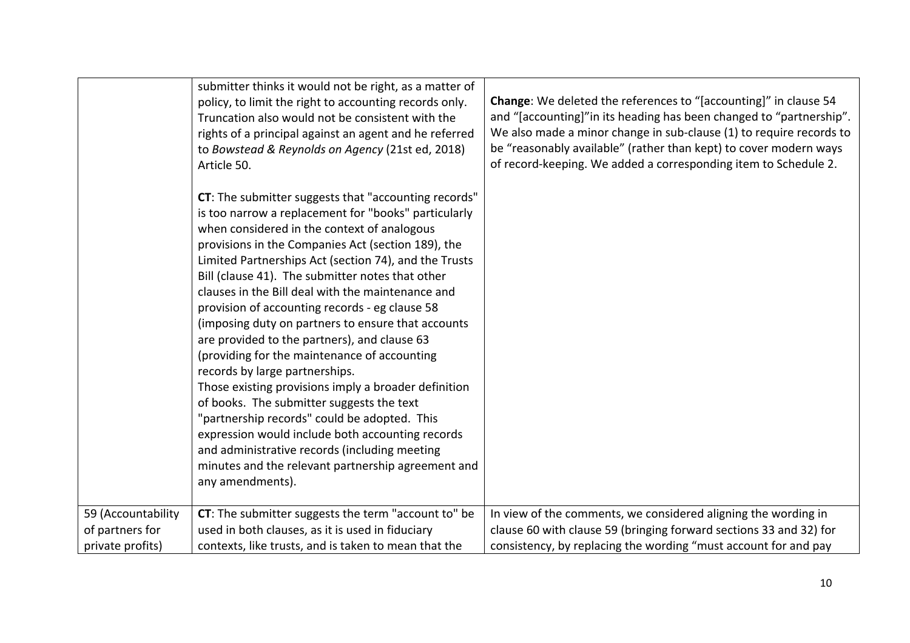| | | |
|---|---|---|
| | submitter thinks it would not be right, as a matter of policy, to limit the right to accounting records only. Truncation also would not be consistent with the rights of a principal against an agent and he referred to *Bowstead & Reynolds on Agency* (21st ed, 2018) Article 50.<br><br>**CT**: The submitter suggests that "accounting records" is too narrow a replacement for "books" particularly when considered in the context of analogous provisions in the Companies Act (section 189), the Limited Partnerships Act (section 74), and the Trusts Bill (clause 41). The submitter notes that other clauses in the Bill deal with the maintenance and provision of accounting records - eg clause 58 (imposing duty on partners to ensure that accounts are provided to the partners), and clause 63 (providing for the maintenance of accounting records by large partnerships.<br>Those existing provisions imply a broader definition of books. The submitter suggests the text "partnership records" could be adopted. This expression would include both accounting records and administrative records (including meeting minutes and the relevant partnership agreement and any amendments). | **Change**: We deleted the references to "[accounting]" in clause 54 and "[accounting]"in its heading has been changed to "partnership". We also made a minor change in sub-clause (1) to require records to be "reasonably available" (rather than kept) to cover modern ways of record-keeping. We added a corresponding item to Schedule 2. |
| 59 (Accountability of partners for private profits) | **CT**: The submitter suggests the term "account to" be used in both clauses, as it is used in fiduciary contexts, like trusts, and is taken to mean that the | In view of the comments, we considered aligning the wording in clause 60 with clause 59 (bringing forward sections 33 and 32) for consistency, by replacing the wording "must account for and pay |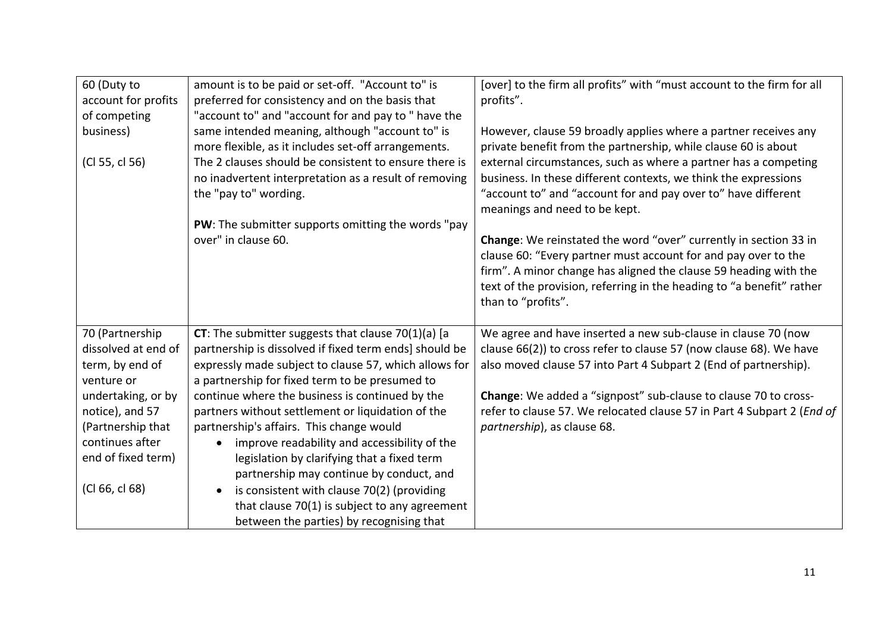| | | |
|---|---|---|
| 60 (Duty to account for profits of competing business)<br><br>(Cl 55, cl 56) | amount is to be paid or set-off. "Account to" is preferred for consistency and on the basis that "account to" and "account for and pay to " have the same intended meaning, although "account to" is more flexible, as it includes set-off arrangements. The 2 clauses should be consistent to ensure there is no inadvertent interpretation as a result of removing the "pay to" wording.<br><br>**PW**: The submitter supports omitting the words "pay over" in clause 60. | [over] to the firm all profits" with "must account to the firm for all profits".<br><br>However, clause 59 broadly applies where a partner receives any private benefit from the partnership, while clause 60 is about external circumstances, such as where a partner has a competing business. In these different contexts, we think the expressions "account to" and "account for and pay over to" have different meanings and need to be kept.<br><br>**Change**: We reinstated the word "over" currently in section 33 in clause 60: "Every partner must account for and pay over to the firm". A minor change has aligned the clause 59 heading with the text of the provision, referring in the heading to "a benefit" rather than to "profits". |
| 70 (Partnership dissolved at end of term, by end of venture or undertaking, or by notice), and 57 (Partnership that continues after end of fixed term)<br><br>(Cl 66, cl 68) | **CT**: The submitter suggests that clause 70(1)(a) [a partnership is dissolved if fixed term ends] should be expressly made subject to clause 57, which allows for a partnership for fixed term to be presumed to continue where the business is continued by the partners without settlement or liquidation of the partnership's affairs. This change would<br>• improve readability and accessibility of the legislation by clarifying that a fixed term partnership may continue by conduct, and<br>• is consistent with clause 70(2) (providing that clause 70(1) is subject to any agreement between the parties) by recognising that | We agree and have inserted a new sub-clause in clause 70 (now clause 66(2)) to cross refer to clause 57 (now clause 68). We have also moved clause 57 into Part 4 Subpart 2 (End of partnership).<br><br>**Change**: We added a "signpost" sub-clause to clause 70 to cross-refer to clause 57. We relocated clause 57 in Part 4 Subpart 2 (*End of partnership*), as clause 68. |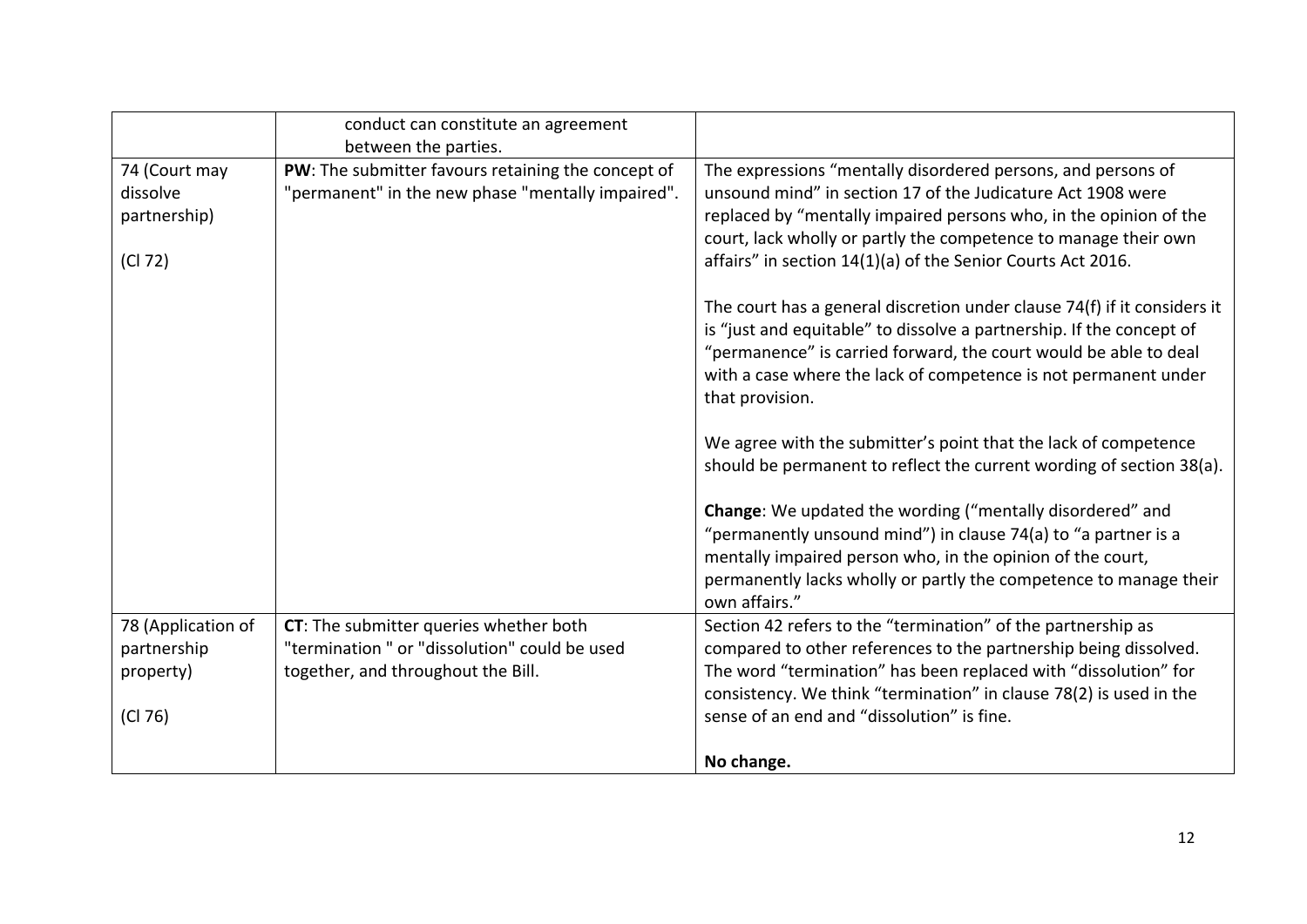| | | |
|---|---|---|
| | conduct can constitute an agreement between the parties. | |
| 74 (Court may dissolve partnership)<br><br>(Cl 72) | **PW**: The submitter favours retaining the concept of "permanent" in the new phase "mentally impaired". | The expressions "mentally disordered persons, and persons of unsound mind" in section 17 of the Judicature Act 1908 were replaced by "mentally impaired persons who, in the opinion of the court, lack wholly or partly the competence to manage their own affairs" in section 14(1)(a) of the Senior Courts Act 2016.<br><br>The court has a general discretion under clause 74(f) if it considers it is "just and equitable" to dissolve a partnership. If the concept of "permanence" is carried forward, the court would be able to deal with a case where the lack of competence is not permanent under that provision.<br><br>We agree with the submitter's point that the lack of competence should be permanent to reflect the current wording of section 38(a).<br><br>**Change**: We updated the wording ("mentally disordered" and "permanently unsound mind") in clause 74(a) to "a partner is a mentally impaired person who, in the opinion of the court, permanently lacks wholly or partly the competence to manage their own affairs." |
| 78 (Application of partnership property)<br><br>(Cl 76) | **CT**: The submitter queries whether both "termination " or "dissolution" could be used together, and throughout the Bill. | Section 42 refers to the "termination" of the partnership as compared to other references to the partnership being dissolved. The word "termination" has been replaced with "dissolution" for consistency. We think "termination" in clause 78(2) is used in the sense of an end and "dissolution" is fine.<br><br>**No change.** |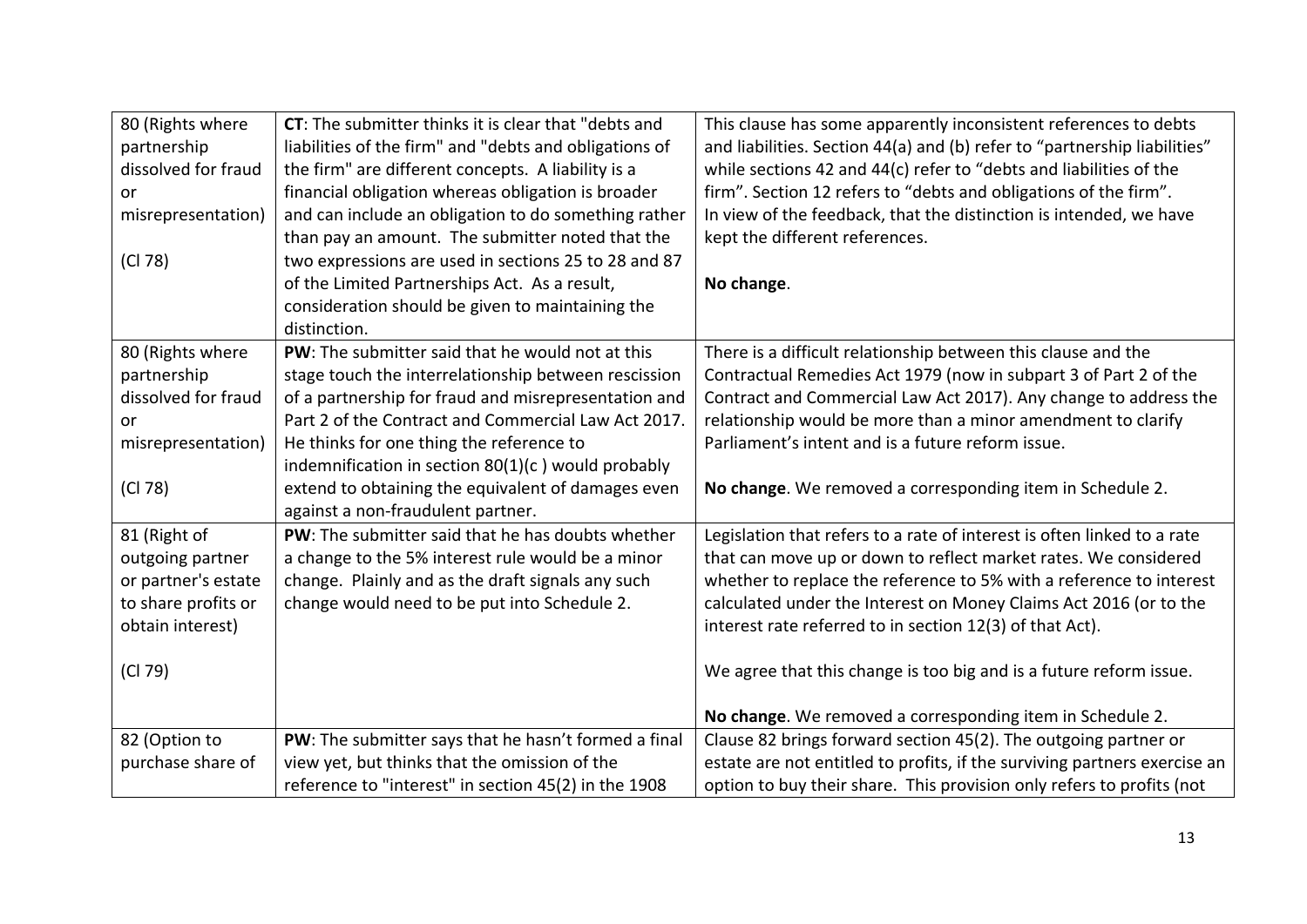| | | |
|---|---|---|
| 80 (Rights where partnership dissolved for fraud or misrepresentation)<br><br>(Cl 78) | **CT**: The submitter thinks it is clear that "debts and liabilities of the firm" and "debts and obligations of the firm" are different concepts. A liability is a financial obligation whereas obligation is broader and can include an obligation to do something rather than pay an amount. The submitter noted that the two expressions are used in sections 25 to 28 and 87 of the Limited Partnerships Act. As a result, consideration should be given to maintaining the distinction. | This clause has some apparently inconsistent references to debts and liabilities. Section 44(a) and (b) refer to "partnership liabilities" while sections 42 and 44(c) refer to "debts and liabilities of the firm". Section 12 refers to "debts and obligations of the firm". In view of the feedback, that the distinction is intended, we have kept the different references.<br><br>**No change**. |
| 80 (Rights where partnership dissolved for fraud or misrepresentation)<br><br>(Cl 78) | **PW**: The submitter said that he would not at this stage touch the interrelationship between rescission of a partnership for fraud and misrepresentation and Part 2 of the Contract and Commercial Law Act 2017. He thinks for one thing the reference to indemnification in section 80(1)(c ) would probably extend to obtaining the equivalent of damages even against a non-fraudulent partner. | There is a difficult relationship between this clause and the Contractual Remedies Act 1979 (now in subpart 3 of Part 2 of the Contract and Commercial Law Act 2017). Any change to address the relationship would be more than a minor amendment to clarify Parliament's intent and is a future reform issue.<br><br>**No change**. We removed a corresponding item in Schedule 2. |
| 81 (Right of outgoing partner or partner's estate to share profits or obtain interest)<br><br>(Cl 79) | **PW**: The submitter said that he has doubts whether a change to the 5% interest rule would be a minor change. Plainly and as the draft signals any such change would need to be put into Schedule 2. | Legislation that refers to a rate of interest is often linked to a rate that can move up or down to reflect market rates. We considered whether to replace the reference to 5% with a reference to interest calculated under the Interest on Money Claims Act 2016 (or to the interest rate referred to in section 12(3) of that Act).<br><br>We agree that this change is too big and is a future reform issue.<br><br>**No change**. We removed a corresponding item in Schedule 2. |
| 82 (Option to purchase share of | **PW**: The submitter says that he hasn't formed a final view yet, but thinks that the omission of the reference to "interest" in section 45(2) in the 1908 | Clause 82 brings forward section 45(2). The outgoing partner or estate are not entitled to profits, if the surviving partners exercise an option to buy their share. This provision only refers to profits (not |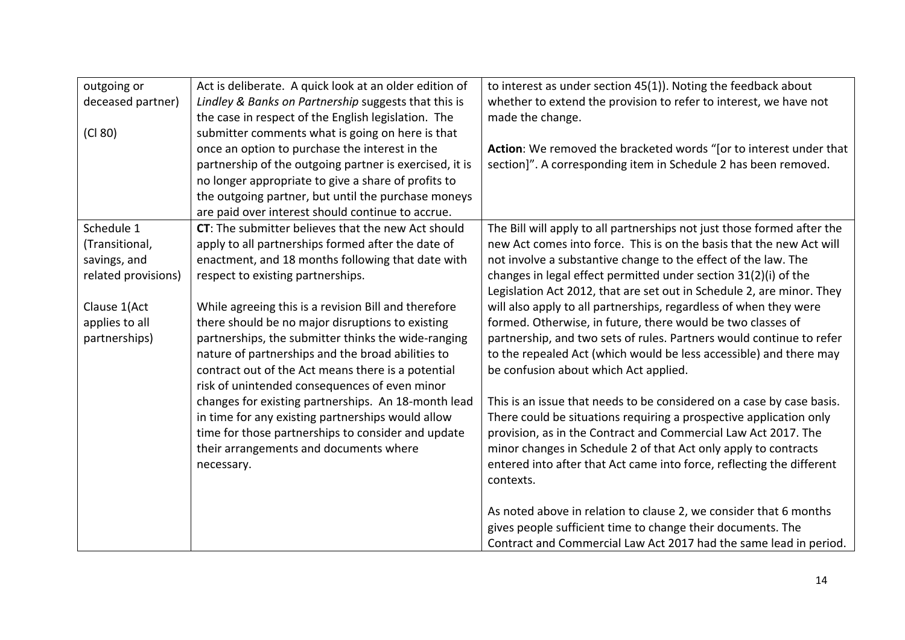| | | |
|---|---|---|
| outgoing or deceased partner)<br><br>(Cl 80) | Act is deliberate. A quick look at an older edition of *Lindley & Banks on Partnership* suggests that this is the case in respect of the English legislation. The submitter comments what is going on here is that once an option to purchase the interest in the partnership of the outgoing partner is exercised, it is no longer appropriate to give a share of profits to the outgoing partner, but until the purchase moneys are paid over interest should continue to accrue. | to interest as under section 45(1)). Noting the feedback about whether to extend the provision to refer to interest, we have not made the change.<br><br>**Action**: We removed the bracketed words "[or to interest under that section]". A corresponding item in Schedule 2 has been removed. |
| Schedule 1 (Transitional, savings, and related provisions)<br><br>Clause 1(Act applies to all partnerships) | **CT**: The submitter believes that the new Act should apply to all partnerships formed after the date of enactment, and 18 months following that date with respect to existing partnerships.<br><br>While agreeing this is a revision Bill and therefore there should be no major disruptions to existing partnerships, the submitter thinks the wide-ranging nature of partnerships and the broad abilities to contract out of the Act means there is a potential risk of unintended consequences of even minor changes for existing partnerships. An 18-month lead in time for any existing partnerships would allow time for those partnerships to consider and update their arrangements and documents where necessary. | The Bill will apply to all partnerships not just those formed after the new Act comes into force. This is on the basis that the new Act will not involve a substantive change to the effect of the law. The changes in legal effect permitted under section 31(2)(i) of the Legislation Act 2012, that are set out in Schedule 2, are minor. They will also apply to all partnerships, regardless of when they were formed. Otherwise, in future, there would be two classes of partnership, and two sets of rules. Partners would continue to refer to the repealed Act (which would be less accessible) and there may be confusion about which Act applied.<br><br>This is an issue that needs to be considered on a case by case basis. There could be situations requiring a prospective application only provision, as in the Contract and Commercial Law Act 2017. The minor changes in Schedule 2 of that Act only apply to contracts entered into after that Act came into force, reflecting the different contexts.<br><br>As noted above in relation to clause 2, we consider that 6 months gives people sufficient time to change their documents. The Contract and Commercial Law Act 2017 had the same lead in period. |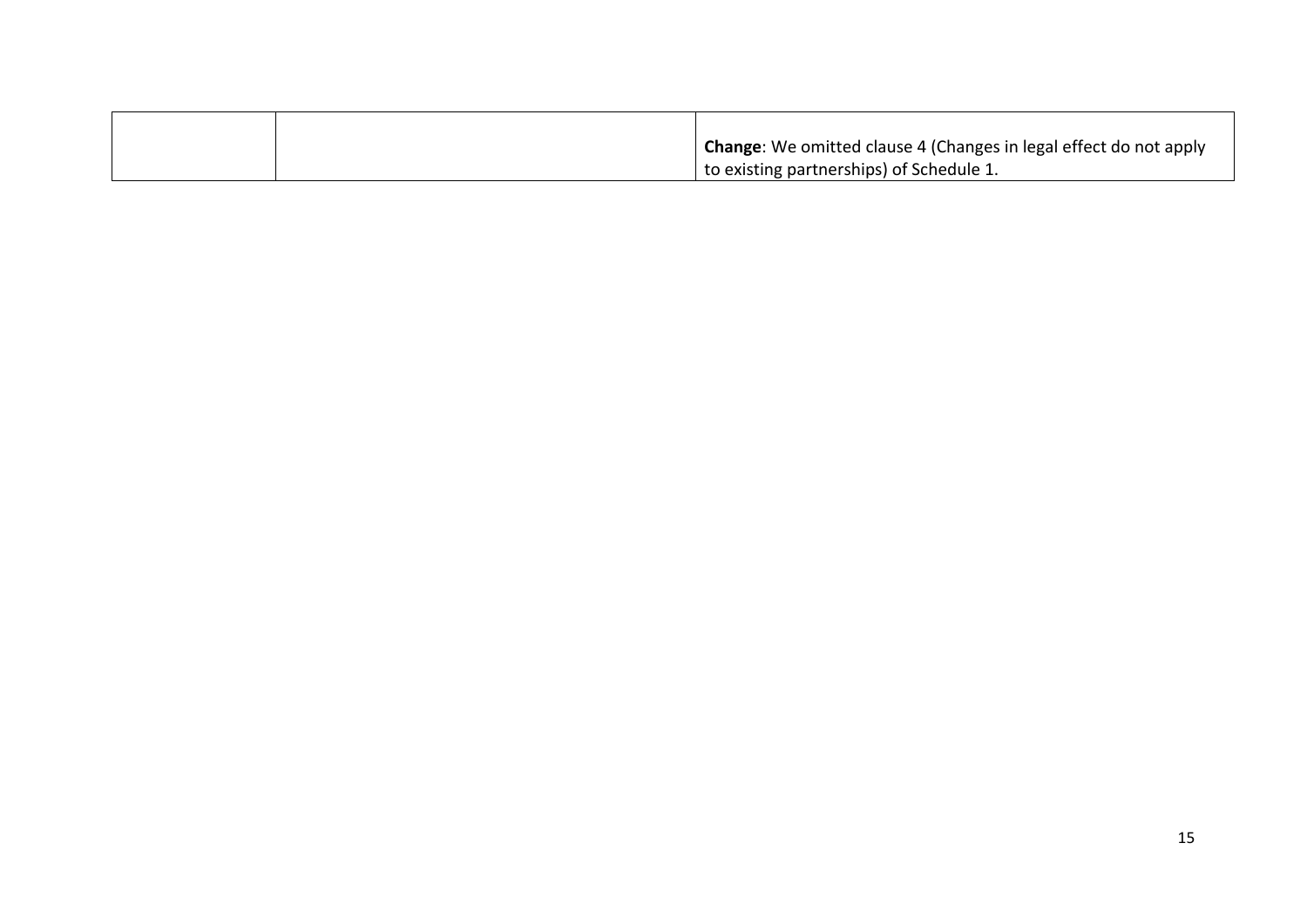| | | |
|---|---|---|
| | | **Change**: We omitted clause 4 (Changes in legal effect do not apply to existing partnerships) of Schedule 1. |